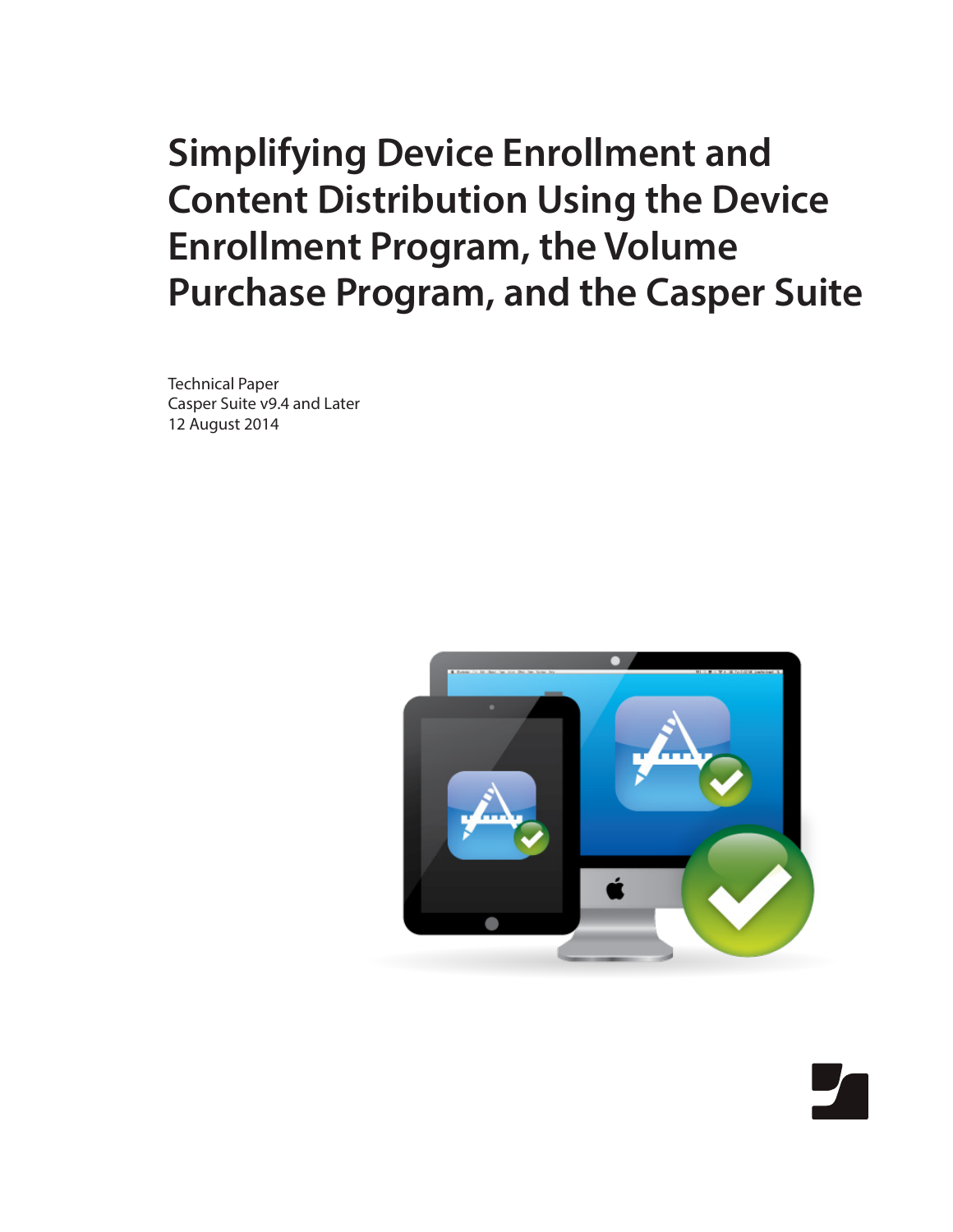# Simplifying Device Enrollment and Content Distribution Using the Device Enrollment Program, the Volume Purchase Program, and the Casper Suite

Technical Paper
Casper Suite v9.4 and Later
12 August 2014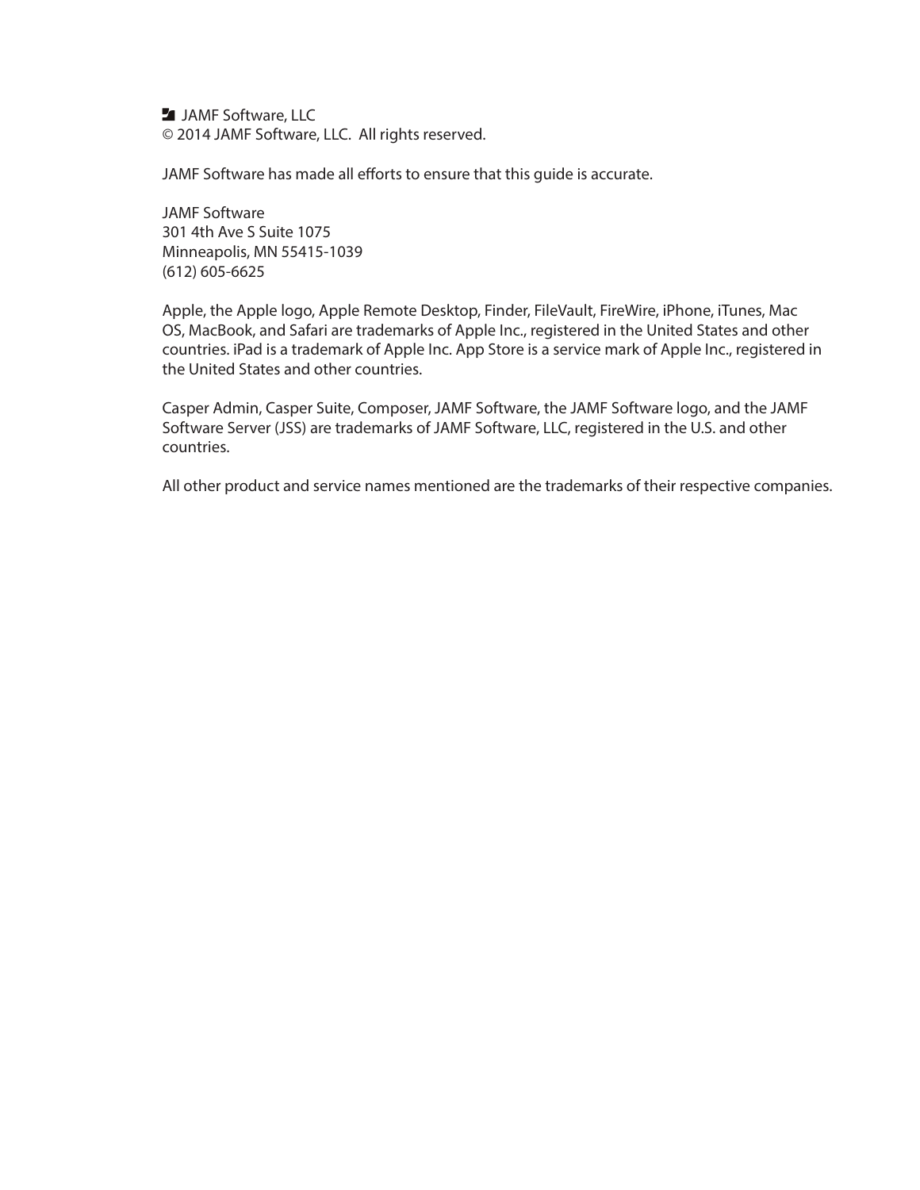JAMF Software, LLC
© 2014 JAMF Software, LLC. All rights reserved.

JAMF Software has made all efforts to ensure that this guide is accurate.

JAMF Software
301 4th Ave S Suite 1075
Minneapolis, MN 55415-1039
(612) 605-6625

Apple, the Apple logo, Apple Remote Desktop, Finder, FileVault, FireWire, iPhone, iTunes, Mac OS, MacBook, and Safari are trademarks of Apple Inc., registered in the United States and other countries. iPad is a trademark of Apple Inc. App Store is a service mark of Apple Inc., registered in the United States and other countries.

Casper Admin, Casper Suite, Composer, JAMF Software, the JAMF Software logo, and the JAMF Software Server (JSS) are trademarks of JAMF Software, LLC, registered in the U.S. and other countries.

All other product and service names mentioned are the trademarks of their respective companies.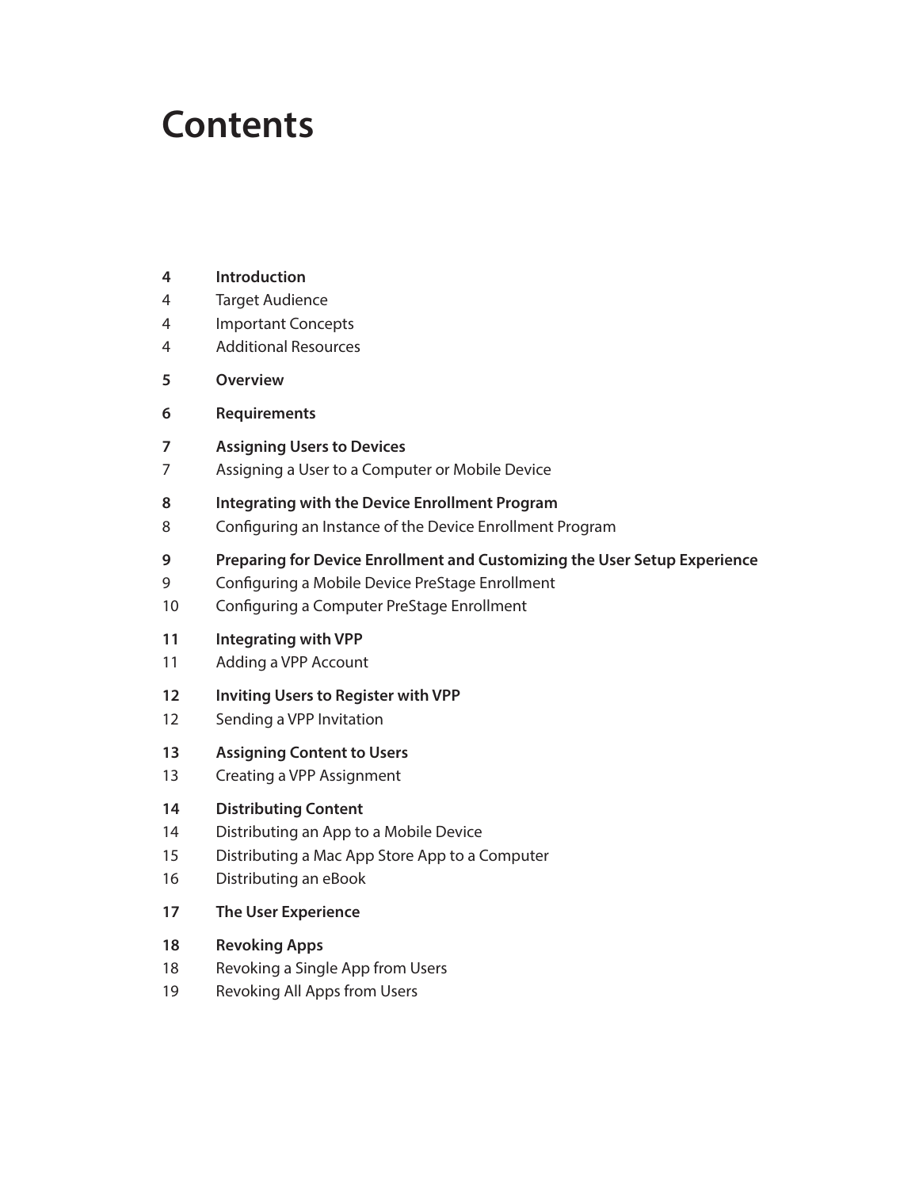# Contents

**4 Introduction**
4 Target Audience
4 Important Concepts
4 Additional Resources

**5 Overview**

**6 Requirements**

**7 Assigning Users to Devices**
7 Assigning a User to a Computer or Mobile Device

**8 Integrating with the Device Enrollment Program**
8 Configuring an Instance of the Device Enrollment Program

**9 Preparing for Device Enrollment and Customizing the User Setup Experience**
9 Configuring a Mobile Device PreStage Enrollment
10 Configuring a Computer PreStage Enrollment

**11 Integrating with VPP**
11 Adding a VPP Account

**12 Inviting Users to Register with VPP**
12 Sending a VPP Invitation

**13 Assigning Content to Users**
13 Creating a VPP Assignment

**14 Distributing Content**
14 Distributing an App to a Mobile Device
15 Distributing a Mac App Store App to a Computer
16 Distributing an eBook

**17 The User Experience**

**18 Revoking Apps**
18 Revoking a Single App from Users
19 Revoking All Apps from Users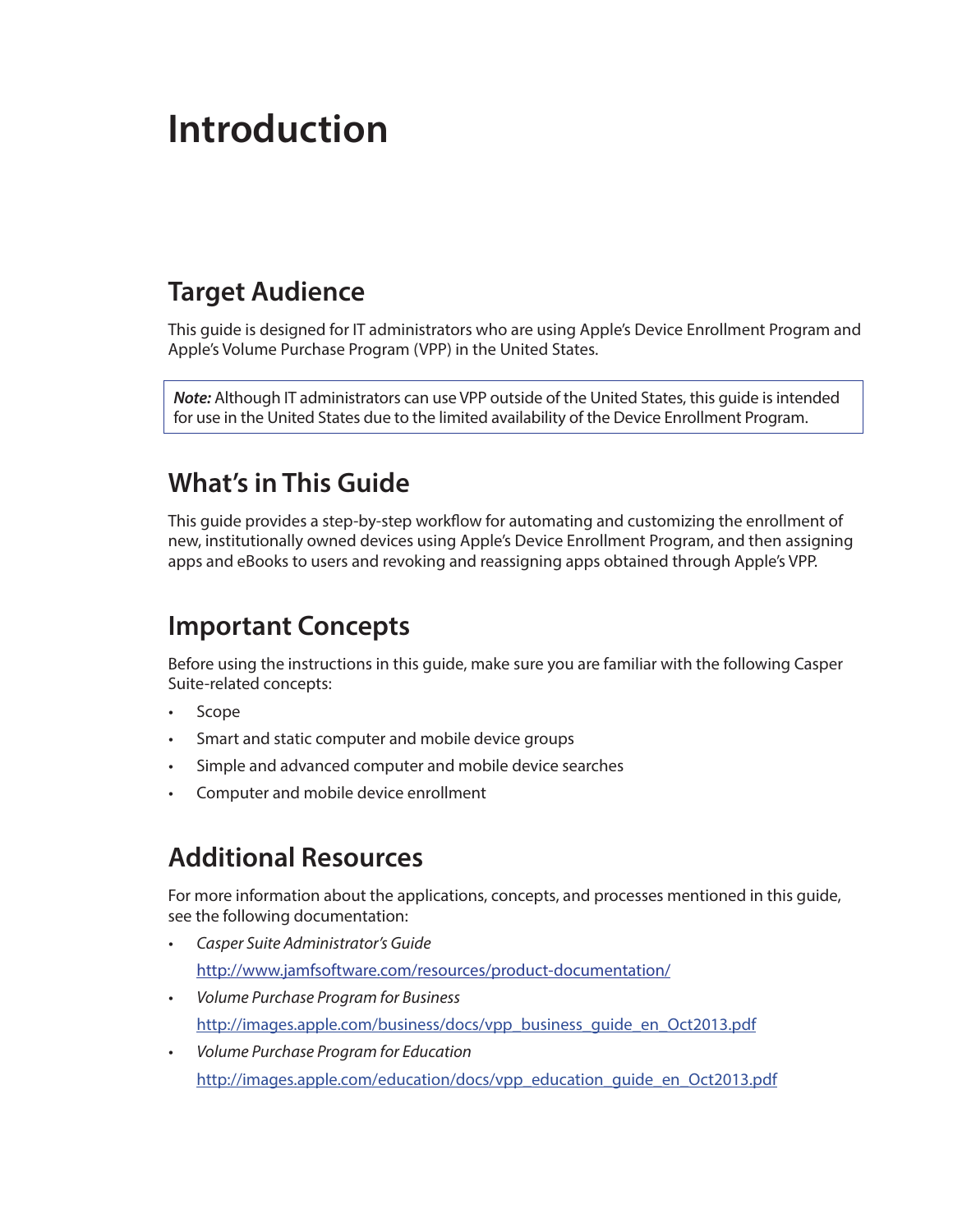# Introduction

## Target Audience

This guide is designed for IT administrators who are using Apple's Device Enrollment Program and Apple's Volume Purchase Program (VPP) in the United States.

> ***Note:*** Although IT administrators can use VPP outside of the United States, this guide is intended for use in the United States due to the limited availability of the Device Enrollment Program.

## What's in This Guide

This guide provides a step-by-step workflow for automating and customizing the enrollment of new, institutionally owned devices using Apple's Device Enrollment Program, and then assigning apps and eBooks to users and revoking and reassigning apps obtained through Apple's VPP.

## Important Concepts

Before using the instructions in this guide, make sure you are familiar with the following Casper Suite-related concepts:

- Scope
- Smart and static computer and mobile device groups
- Simple and advanced computer and mobile device searches
- Computer and mobile device enrollment

## Additional Resources

For more information about the applications, concepts, and processes mentioned in this guide, see the following documentation:

- *Casper Suite Administrator's Guide*

  http://www.jamfsoftware.com/resources/product-documentation/
- *Volume Purchase Program for Business*

  http://images.apple.com/business/docs/vpp_business_guide_en_Oct2013.pdf
- *Volume Purchase Program for Education*

  http://images.apple.com/education/docs/vpp_education_guide_en_Oct2013.pdf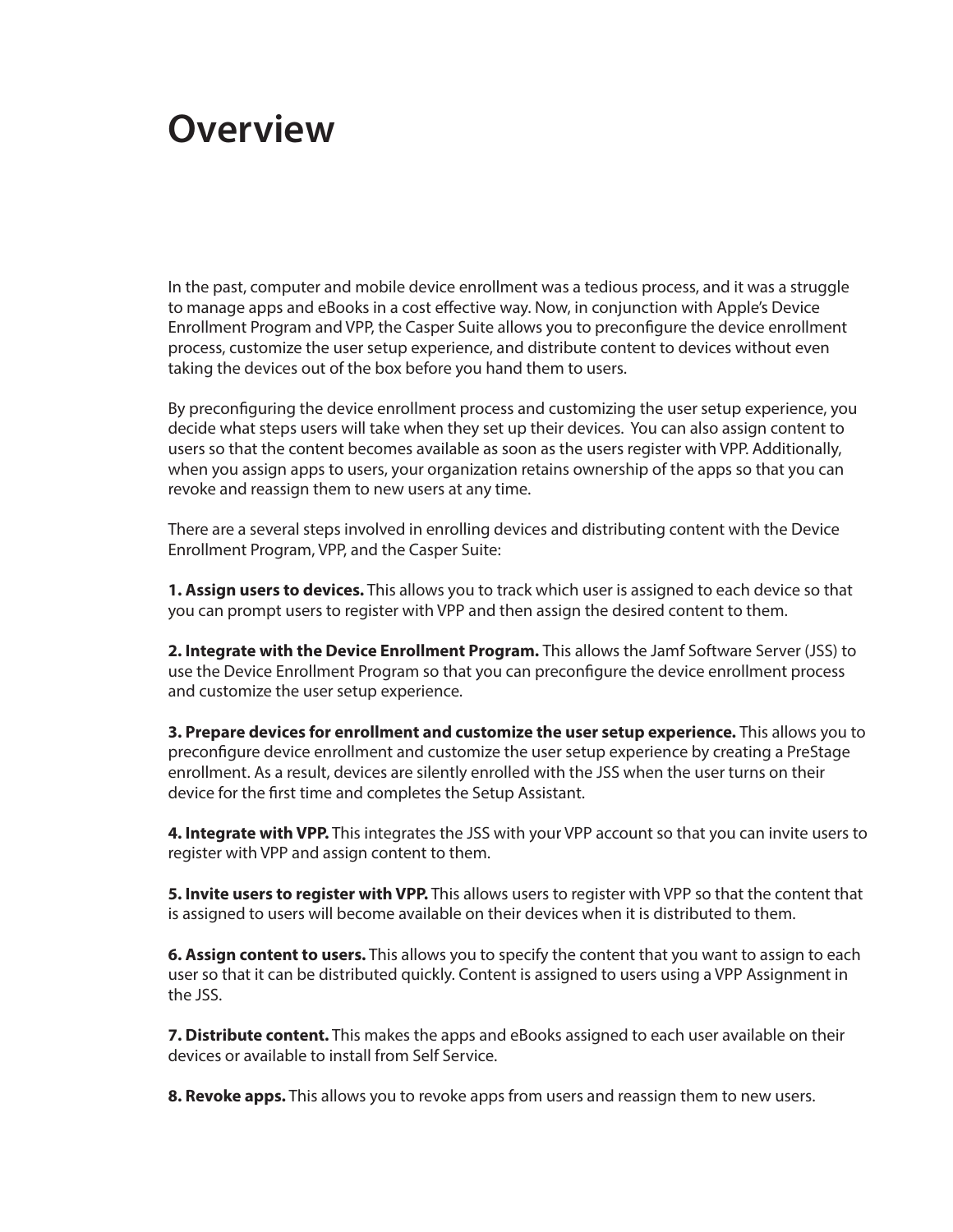# Overview

In the past, computer and mobile device enrollment was a tedious process, and it was a struggle to manage apps and eBooks in a cost effective way. Now, in conjunction with Apple's Device Enrollment Program and VPP, the Casper Suite allows you to preconfigure the device enrollment process, customize the user setup experience, and distribute content to devices without even taking the devices out of the box before you hand them to users.

By preconfiguring the device enrollment process and customizing the user setup experience, you decide what steps users will take when they set up their devices. You can also assign content to users so that the content becomes available as soon as the users register with VPP. Additionally, when you assign apps to users, your organization retains ownership of the apps so that you can revoke and reassign them to new users at any time.

There are a several steps involved in enrolling devices and distributing content with the Device Enrollment Program, VPP, and the Casper Suite:

**1. Assign users to devices.** This allows you to track which user is assigned to each device so that you can prompt users to register with VPP and then assign the desired content to them.

**2. Integrate with the Device Enrollment Program.** This allows the Jamf Software Server (JSS) to use the Device Enrollment Program so that you can preconfigure the device enrollment process and customize the user setup experience.

**3. Prepare devices for enrollment and customize the user setup experience.** This allows you to preconfigure device enrollment and customize the user setup experience by creating a PreStage enrollment. As a result, devices are silently enrolled with the JSS when the user turns on their device for the first time and completes the Setup Assistant.

**4. Integrate with VPP.** This integrates the JSS with your VPP account so that you can invite users to register with VPP and assign content to them.

**5. Invite users to register with VPP.** This allows users to register with VPP so that the content that is assigned to users will become available on their devices when it is distributed to them.

**6. Assign content to users.** This allows you to specify the content that you want to assign to each user so that it can be distributed quickly. Content is assigned to users using a VPP Assignment in the JSS.

**7. Distribute content.** This makes the apps and eBooks assigned to each user available on their devices or available to install from Self Service.

**8. Revoke apps.** This allows you to revoke apps from users and reassign them to new users.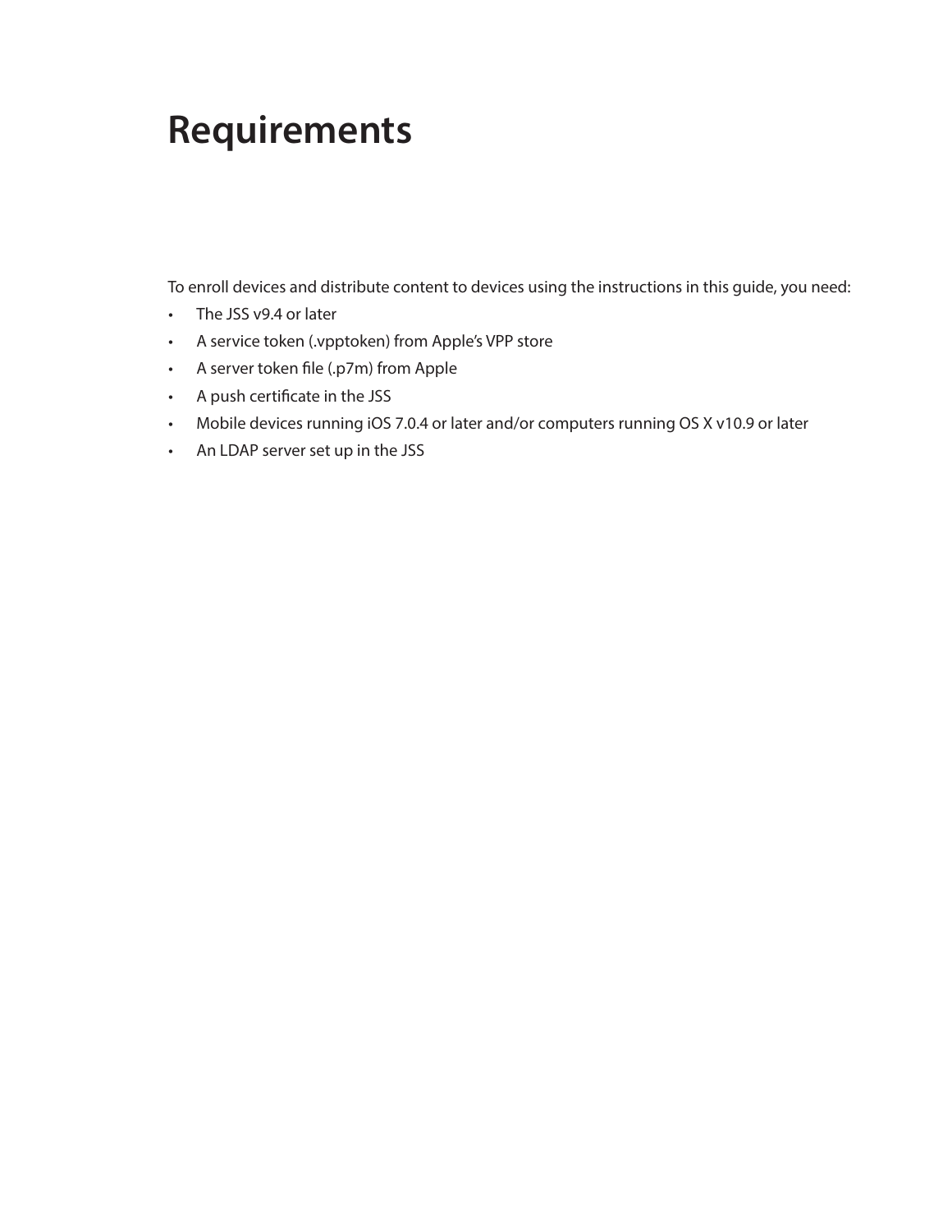# Requirements

To enroll devices and distribute content to devices using the instructions in this guide, you need:

- The JSS v9.4 or later
- A service token (.vpptoken) from Apple's VPP store
- A server token file (.p7m) from Apple
- A push certificate in the JSS
- Mobile devices running iOS 7.0.4 or later and/or computers running OS X v10.9 or later
- An LDAP server set up in the JSS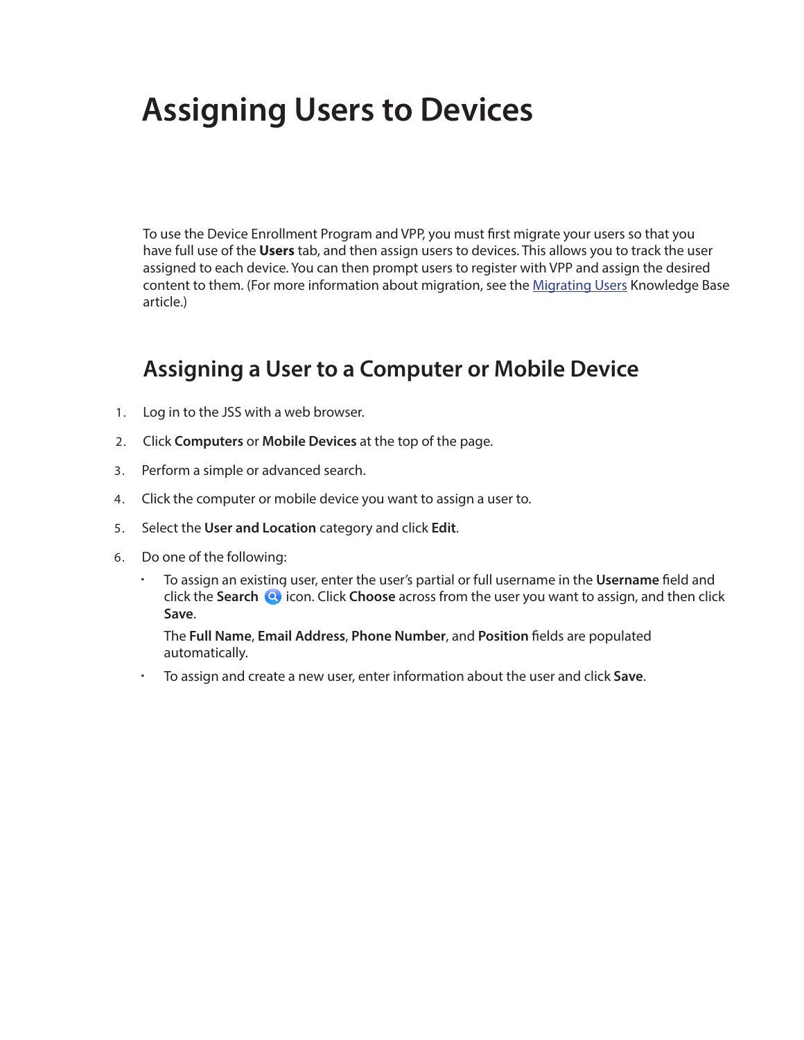# Assigning Users to Devices

To use the Device Enrollment Program and VPP, you must first migrate your users so that you have full use of the **Users** tab, and then assign users to devices. This allows you to track the user assigned to each device. You can then prompt users to register with VPP and assign the desired content to them. (For more information about migration, see the Migrating Users Knowledge Base article.)

## Assigning a User to a Computer or Mobile Device

1. Log in to the JSS with a web browser.
2. Click **Computers** or **Mobile Devices** at the top of the page.
3. Perform a simple or advanced search.
4. Click the computer or mobile device you want to assign a user to.
5. Select the **User and Location** category and click **Edit**.
6. Do one of the following:
   - To assign an existing user, enter the user's partial or full username in the **Username** field and click the **Search** icon. Click **Choose** across from the user you want to assign, and then click **Save**.

     The **Full Name**, **Email Address**, **Phone Number**, and **Position** fields are populated automatically.
   - To assign and create a new user, enter information about the user and click **Save**.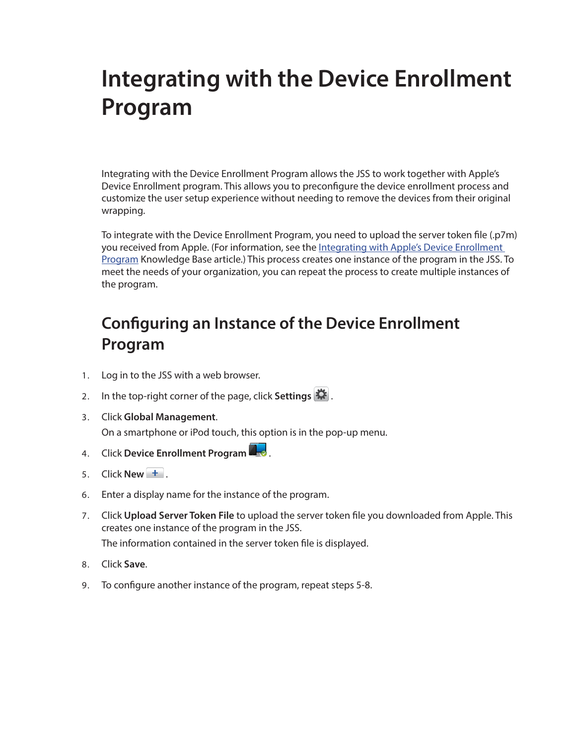# Integrating with the Device Enrollment Program

Integrating with the Device Enrollment Program allows the JSS to work together with Apple's Device Enrollment program. This allows you to preconfigure the device enrollment process and customize the user setup experience without needing to remove the devices from their original wrapping.

To integrate with the Device Enrollment Program, you need to upload the server token file (.p7m) you received from Apple. (For information, see the Integrating with Apple's Device Enrollment Program Knowledge Base article.) This process creates one instance of the program in the JSS. To meet the needs of your organization, you can repeat the process to create multiple instances of the program.

## Configuring an Instance of the Device Enrollment Program

1. Log in to the JSS with a web browser.
2. In the top-right corner of the page, click **Settings** .
3. Click **Global Management**.
   On a smartphone or iPod touch, this option is in the pop-up menu.
4. Click **Device Enrollment Program** .
5. Click **New** .
6. Enter a display name for the instance of the program.
7. Click **Upload Server Token File** to upload the server token file you downloaded from Apple. This creates one instance of the program in the JSS.
   The information contained in the server token file is displayed.
8. Click **Save**.
9. To configure another instance of the program, repeat steps 5-8.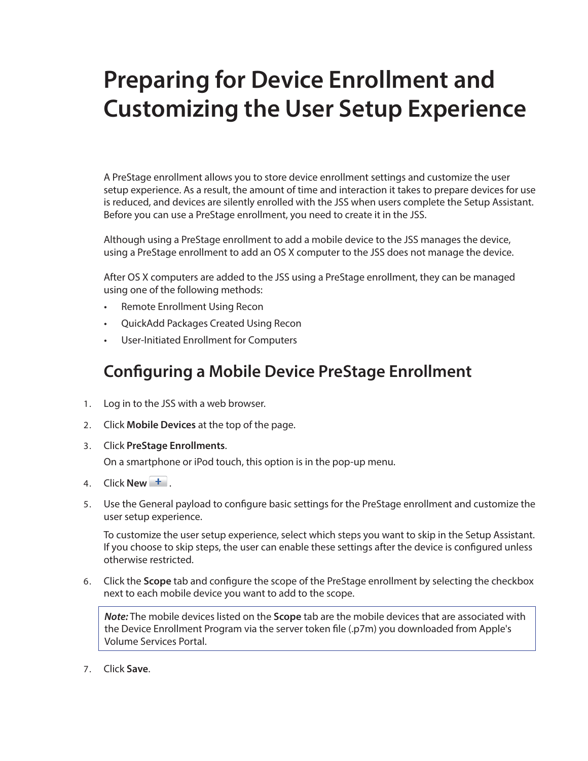# Preparing for Device Enrollment and Customizing the User Setup Experience

A PreStage enrollment allows you to store device enrollment settings and customize the user setup experience. As a result, the amount of time and interaction it takes to prepare devices for use is reduced, and devices are silently enrolled with the JSS when users complete the Setup Assistant. Before you can use a PreStage enrollment, you need to create it in the JSS.

Although using a PreStage enrollment to add a mobile device to the JSS manages the device, using a PreStage enrollment to add an OS X computer to the JSS does not manage the device.

After OS X computers are added to the JSS using a PreStage enrollment, they can be managed using one of the following methods:

- Remote Enrollment Using Recon
- QuickAdd Packages Created Using Recon
- User-Initiated Enrollment for Computers

## Configuring a Mobile Device PreStage Enrollment

1. Log in to the JSS with a web browser.
2. Click **Mobile Devices** at the top of the page.
3. Click **PreStage Enrollments**.

   On a smartphone or iPod touch, this option is in the pop-up menu.
4. Click **New** + .
5. Use the General payload to configure basic settings for the PreStage enrollment and customize the user setup experience.

   To customize the user setup experience, select which steps you want to skip in the Setup Assistant. If you choose to skip steps, the user can enable these settings after the device is configured unless otherwise restricted.
6. Click the **Scope** tab and configure the scope of the PreStage enrollment by selecting the checkbox next to each mobile device you want to add to the scope.

   > ***Note:*** The mobile devices listed on the **Scope** tab are the mobile devices that are associated with the Device Enrollment Program via the server token file (.p7m) you downloaded from Apple's Volume Services Portal.
7. Click **Save**.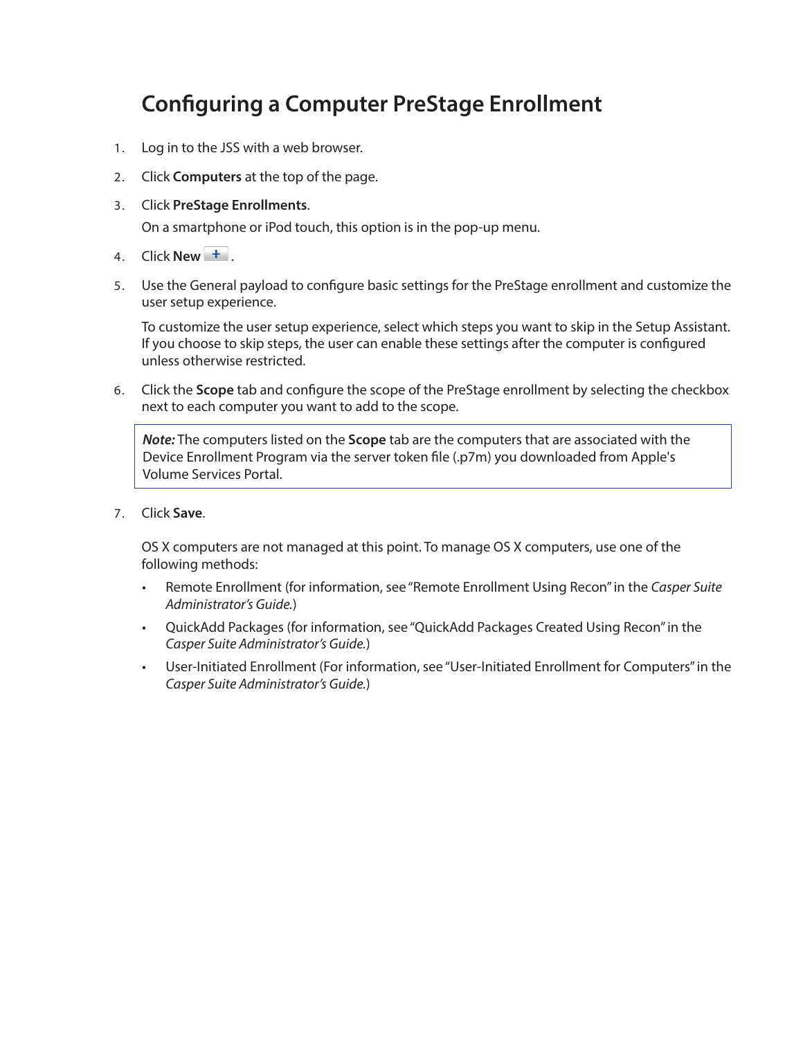## Configuring a Computer PreStage Enrollment

1. Log in to the JSS with a web browser.
2. Click **Computers** at the top of the page.
3. Click **PreStage Enrollments**.

   On a smartphone or iPod touch, this option is in the pop-up menu.
4. Click **New** + .
5. Use the General payload to configure basic settings for the PreStage enrollment and customize the user setup experience.

   To customize the user setup experience, select which steps you want to skip in the Setup Assistant. If you choose to skip steps, the user can enable these settings after the computer is configured unless otherwise restricted.
6. Click the **Scope** tab and configure the scope of the PreStage enrollment by selecting the checkbox next to each computer you want to add to the scope.

   > ***Note:*** The computers listed on the **Scope** tab are the computers that are associated with the Device Enrollment Program via the server token file (.p7m) you downloaded from Apple's Volume Services Portal.
7. Click **Save**.

   OS X computers are not managed at this point. To manage OS X computers, use one of the following methods:

   - Remote Enrollment (for information, see "Remote Enrollment Using Recon" in the *Casper Suite Administrator's Guide.*)
   - QuickAdd Packages (for information, see "QuickAdd Packages Created Using Recon" in the *Casper Suite Administrator's Guide.*)
   - User-Initiated Enrollment (For information, see "User-Initiated Enrollment for Computers" in the *Casper Suite Administrator's Guide.*)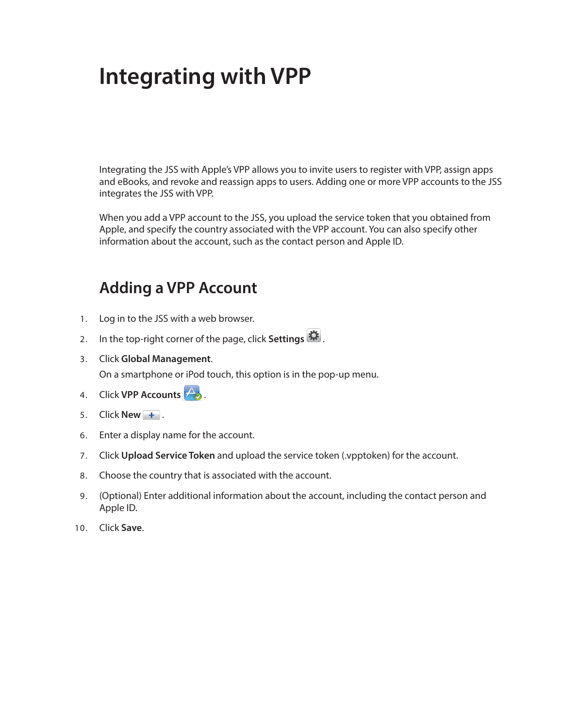# Integrating with VPP

Integrating the JSS with Apple's VPP allows you to invite users to register with VPP, assign apps and eBooks, and revoke and reassign apps to users. Adding one or more VPP accounts to the JSS integrates the JSS with VPP.

When you add a VPP account to the JSS, you upload the service token that you obtained from Apple, and specify the country associated with the VPP account. You can also specify other information about the account, such as the contact person and Apple ID.

## Adding a VPP Account

1. Log in to the JSS with a web browser.
2. In the top-right corner of the page, click **Settings** .
3. Click **Global Management**.

   On a smartphone or iPod touch, this option is in the pop-up menu.
4. Click **VPP Accounts** .
5. Click **New** .
6. Enter a display name for the account.
7. Click **Upload Service Token** and upload the service token (.vpptoken) for the account.
8. Choose the country that is associated with the account.
9. (Optional) Enter additional information about the account, including the contact person and Apple ID.
10. Click **Save**.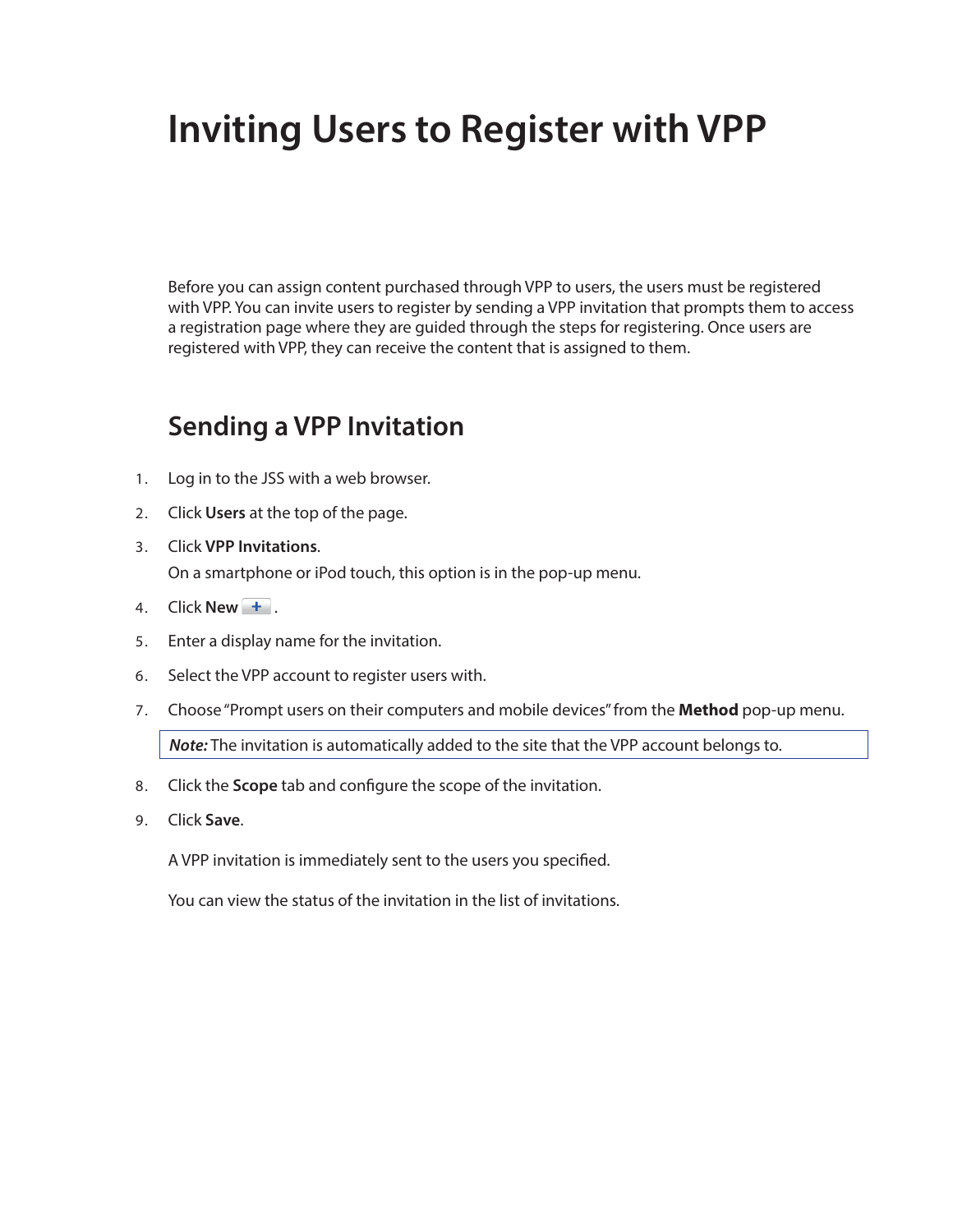# Inviting Users to Register with VPP

Before you can assign content purchased through VPP to users, the users must be registered with VPP. You can invite users to register by sending a VPP invitation that prompts them to access a registration page where they are guided through the steps for registering. Once users are registered with VPP, they can receive the content that is assigned to them.

## Sending a VPP Invitation

1. Log in to the JSS with a web browser.
2. Click **Users** at the top of the page.
3. Click **VPP Invitations**.
   On a smartphone or iPod touch, this option is in the pop-up menu.
4. Click **New** + .
5. Enter a display name for the invitation.
6. Select the VPP account to register users with.
7. Choose "Prompt users on their computers and mobile devices" from the **Method** pop-up menu.

   ***Note:*** The invitation is automatically added to the site that the VPP account belongs to.

8. Click the **Scope** tab and configure the scope of the invitation.
9. Click **Save**.

   A VPP invitation is immediately sent to the users you specified.

   You can view the status of the invitation in the list of invitations.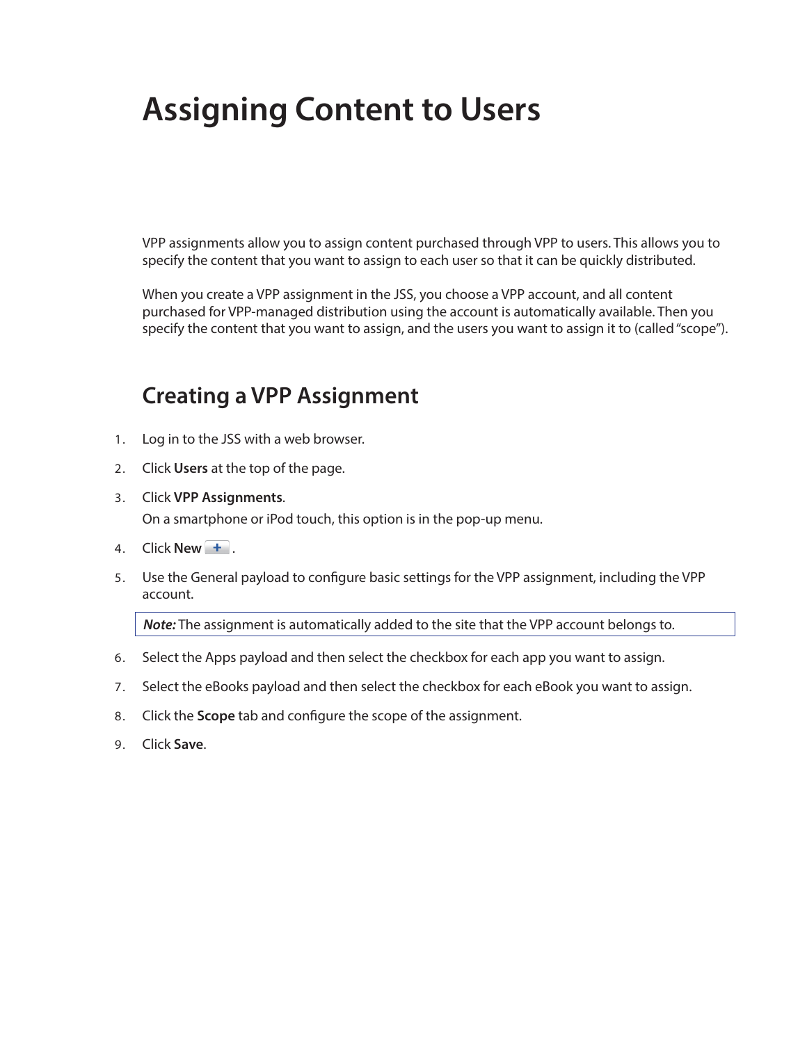# Assigning Content to Users

VPP assignments allow you to assign content purchased through VPP to users. This allows you to specify the content that you want to assign to each user so that it can be quickly distributed.

When you create a VPP assignment in the JSS, you choose a VPP account, and all content purchased for VPP-managed distribution using the account is automatically available. Then you specify the content that you want to assign, and the users you want to assign it to (called "scope").

## Creating a VPP Assignment

1. Log in to the JSS with a web browser.
2. Click **Users** at the top of the page.
3. Click **VPP Assignments**.
   On a smartphone or iPod touch, this option is in the pop-up menu.
4. Click **New** + .
5. Use the General payload to configure basic settings for the VPP assignment, including the VPP account.

   ***Note:*** The assignment is automatically added to the site that the VPP account belongs to.

6. Select the Apps payload and then select the checkbox for each app you want to assign.
7. Select the eBooks payload and then select the checkbox for each eBook you want to assign.
8. Click the **Scope** tab and configure the scope of the assignment.
9. Click **Save**.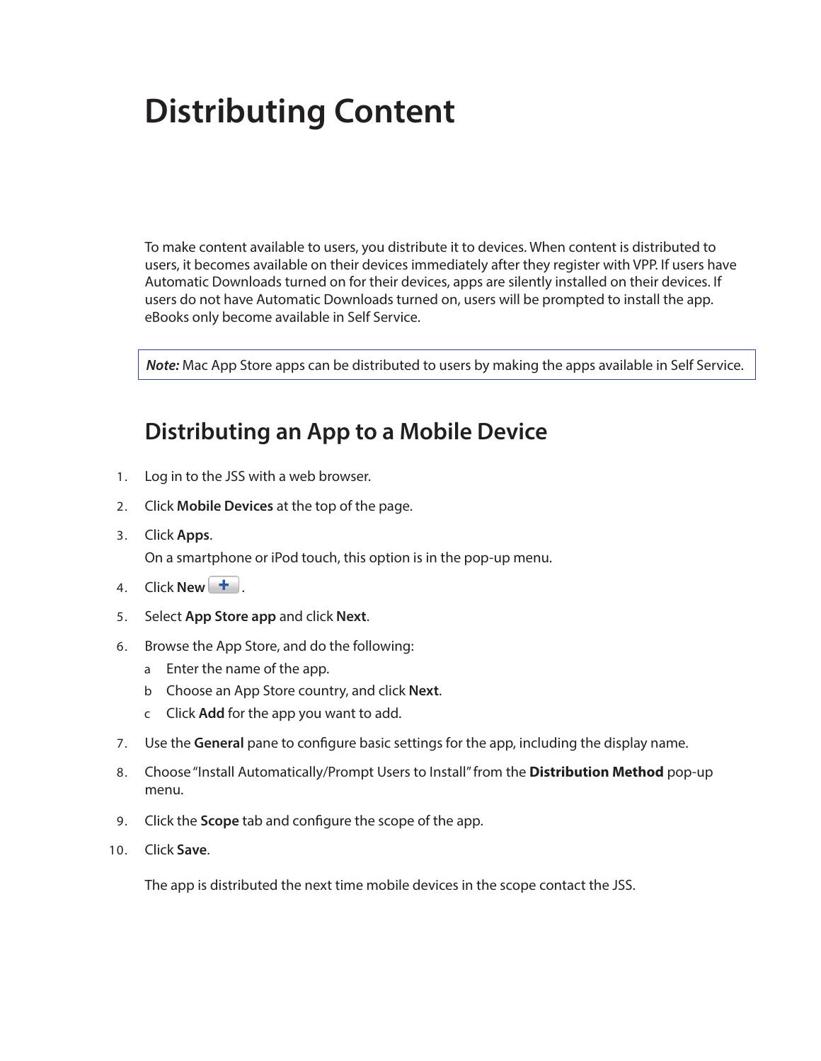# Distributing Content

To make content available to users, you distribute it to devices. When content is distributed to users, it becomes available on their devices immediately after they register with VPP. If users have Automatic Downloads turned on for their devices, apps are silently installed on their devices. If users do not have Automatic Downloads turned on, users will be prompted to install the app. eBooks only become available in Self Service.

> ***Note:*** Mac App Store apps can be distributed to users by making the apps available in Self Service.

## Distributing an App to a Mobile Device

1. Log in to the JSS with a web browser.
2. Click **Mobile Devices** at the top of the page.
3. Click **Apps**.
   On a smartphone or iPod touch, this option is in the pop-up menu.
4. Click **New** (+).
5. Select **App Store app** and click **Next**.
6. Browse the App Store, and do the following:
   a. Enter the name of the app.
   b. Choose an App Store country, and click **Next**.
   c. Click **Add** for the app you want to add.
7. Use the **General** pane to configure basic settings for the app, including the display name.
8. Choose "Install Automatically/Prompt Users to Install" from the **Distribution Method** pop-up menu.
9. Click the **Scope** tab and configure the scope of the app.
10. Click **Save**.

The app is distributed the next time mobile devices in the scope contact the JSS.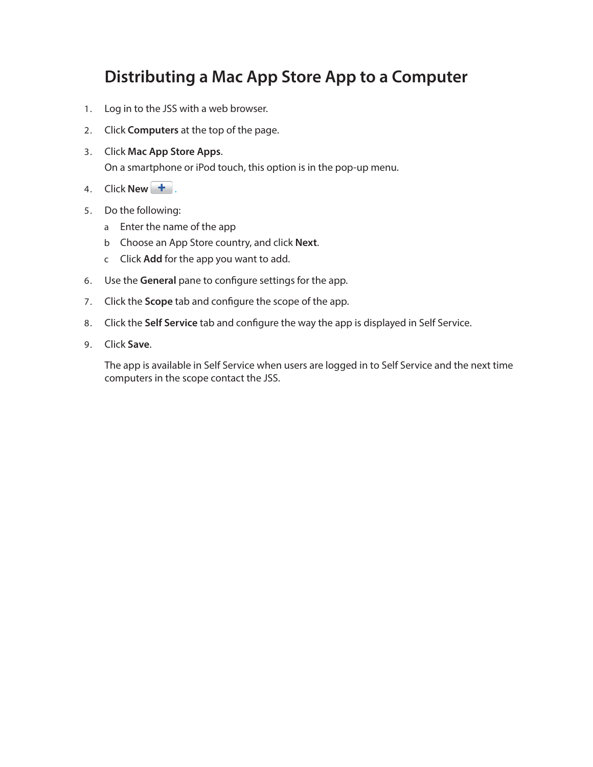# Distributing a Mac App Store App to a Computer

1. Log in to the JSS with a web browser.
2. Click **Computers** at the top of the page.
3. Click **Mac App Store Apps**.
   On a smartphone or iPod touch, this option is in the pop-up menu.
4. Click **New** + .
5. Do the following:
   a. Enter the name of the app
   b. Choose an App Store country, and click **Next**.
   c. Click **Add** for the app you want to add.
6. Use the **General** pane to configure settings for the app.
7. Click the **Scope** tab and configure the scope of the app.
8. Click the **Self Service** tab and configure the way the app is displayed in Self Service.
9. Click **Save**.

   The app is available in Self Service when users are logged in to Self Service and the next time computers in the scope contact the JSS.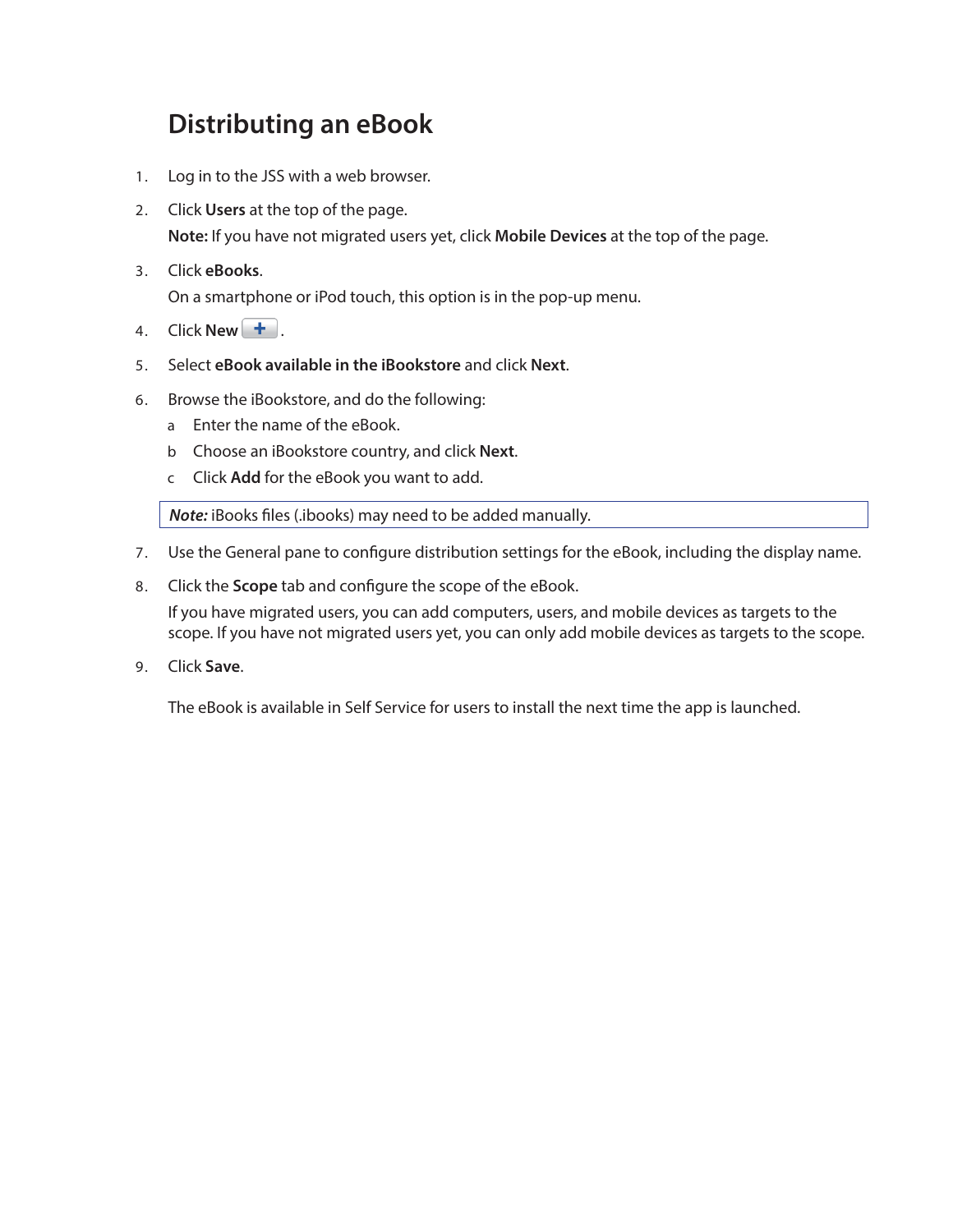## Distributing an eBook

1. Log in to the JSS with a web browser.
2. Click **Users** at the top of the page.

   **Note:** If you have not migrated users yet, click **Mobile Devices** at the top of the page.
3. Click **eBooks**.

   On a smartphone or iPod touch, this option is in the pop-up menu.
4. Click **New** (+).
5. Select **eBook available in the iBookstore** and click **Next**.
6. Browse the iBookstore, and do the following:
   a. Enter the name of the eBook.
   b. Choose an iBookstore country, and click **Next**.
   c. Click **Add** for the eBook you want to add.

   > ***Note:*** iBooks files (.ibooks) may need to be added manually.
7. Use the General pane to configure distribution settings for the eBook, including the display name.
8. Click the **Scope** tab and configure the scope of the eBook.

   If you have migrated users, you can add computers, users, and mobile devices as targets to the scope. If you have not migrated users yet, you can only add mobile devices as targets to the scope.
9. Click **Save**.

   The eBook is available in Self Service for users to install the next time the app is launched.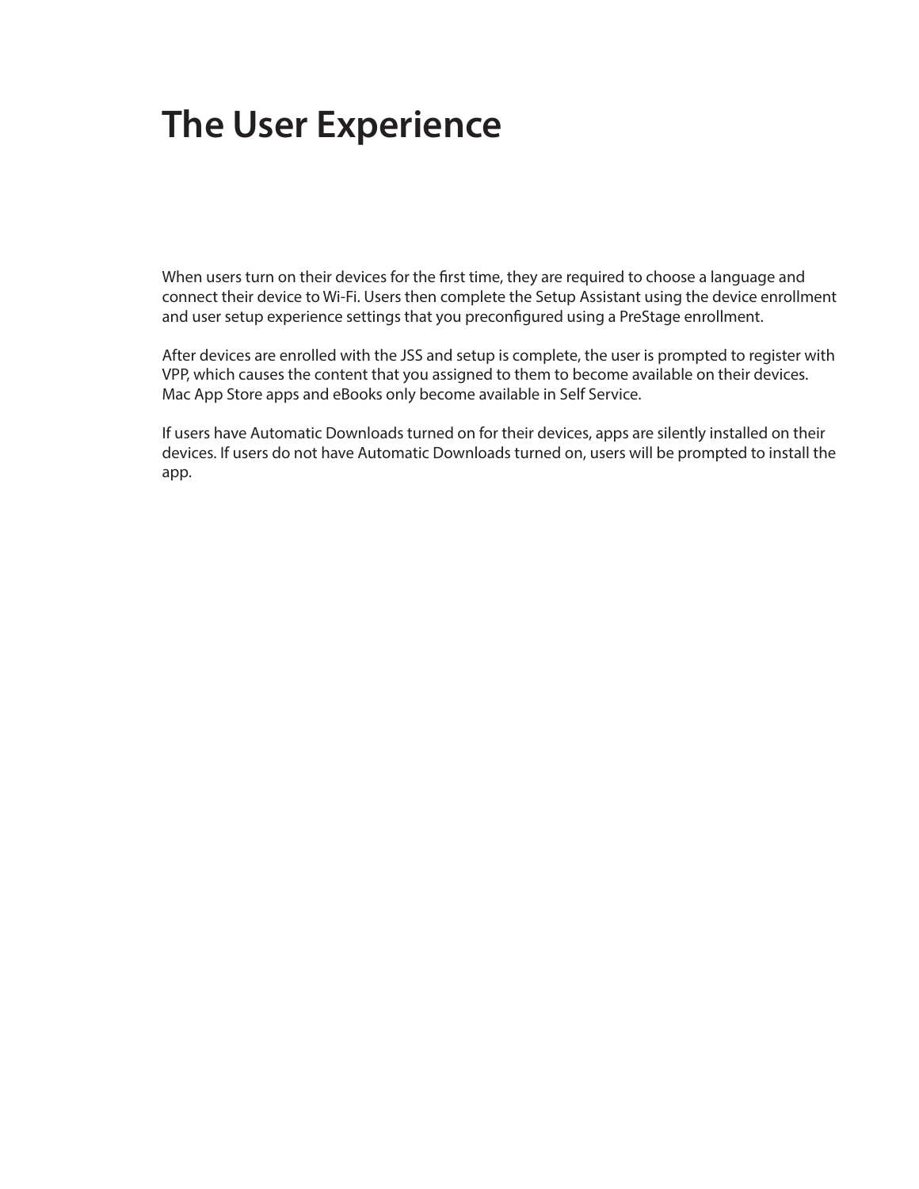# The User Experience

When users turn on their devices for the first time, they are required to choose a language and connect their device to Wi-Fi. Users then complete the Setup Assistant using the device enrollment and user setup experience settings that you preconfigured using a PreStage enrollment.

After devices are enrolled with the JSS and setup is complete, the user is prompted to register with VPP, which causes the content that you assigned to them to become available on their devices. Mac App Store apps and eBooks only become available in Self Service.

If users have Automatic Downloads turned on for their devices, apps are silently installed on their devices. If users do not have Automatic Downloads turned on, users will be prompted to install the app.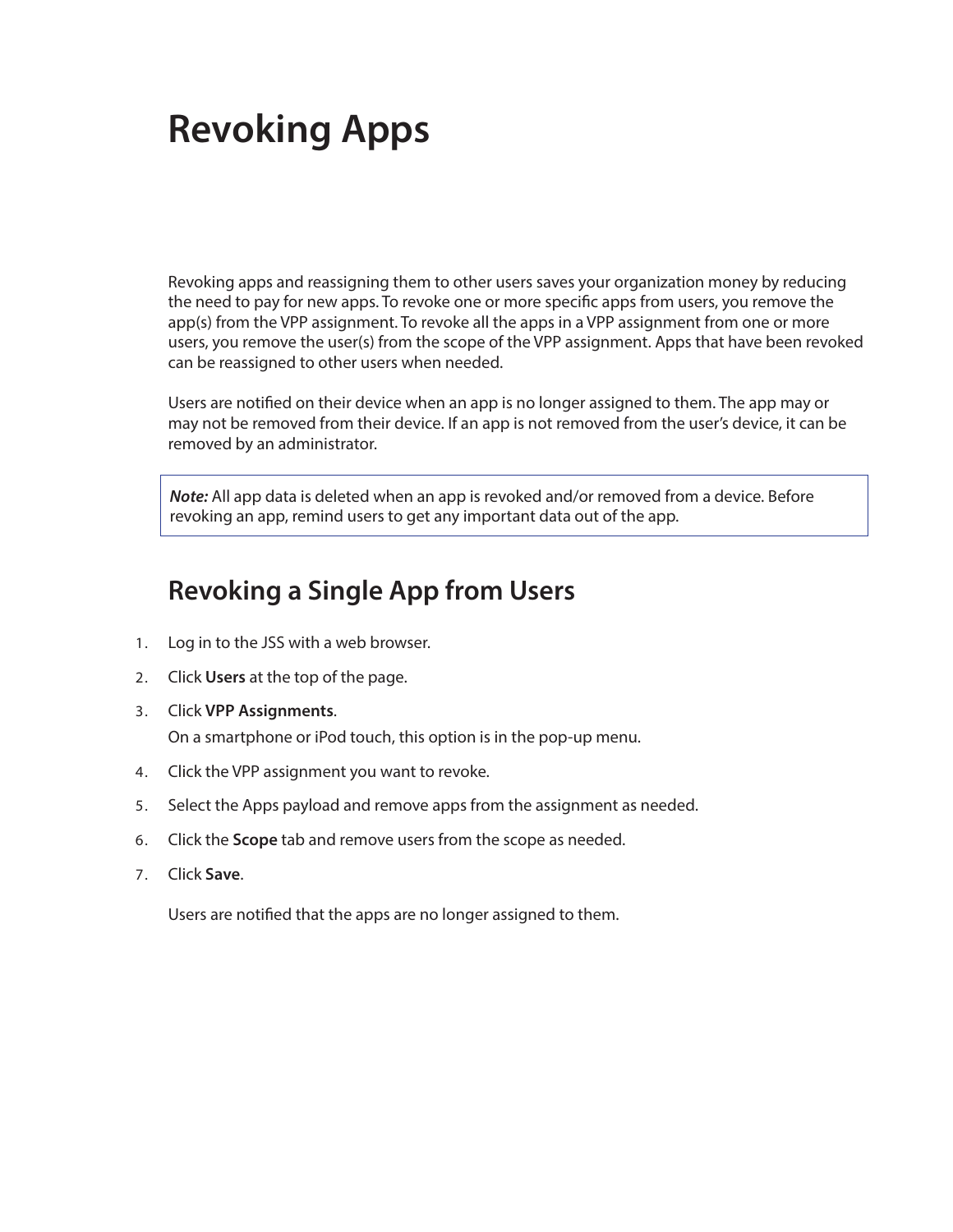# Revoking Apps

Revoking apps and reassigning them to other users saves your organization money by reducing the need to pay for new apps. To revoke one or more specific apps from users, you remove the app(s) from the VPP assignment. To revoke all the apps in a VPP assignment from one or more users, you remove the user(s) from the scope of the VPP assignment. Apps that have been revoked can be reassigned to other users when needed.

Users are notified on their device when an app is no longer assigned to them. The app may or may not be removed from their device. If an app is not removed from the user's device, it can be removed by an administrator.

> ***Note:*** All app data is deleted when an app is revoked and/or removed from a device. Before revoking an app, remind users to get any important data out of the app.

## Revoking a Single App from Users

1. Log in to the JSS with a web browser.
2. Click **Users** at the top of the page.
3. Click **VPP Assignments**.
   On a smartphone or iPod touch, this option is in the pop-up menu.
4. Click the VPP assignment you want to revoke.
5. Select the Apps payload and remove apps from the assignment as needed.
6. Click the **Scope** tab and remove users from the scope as needed.
7. Click **Save**.

   Users are notified that the apps are no longer assigned to them.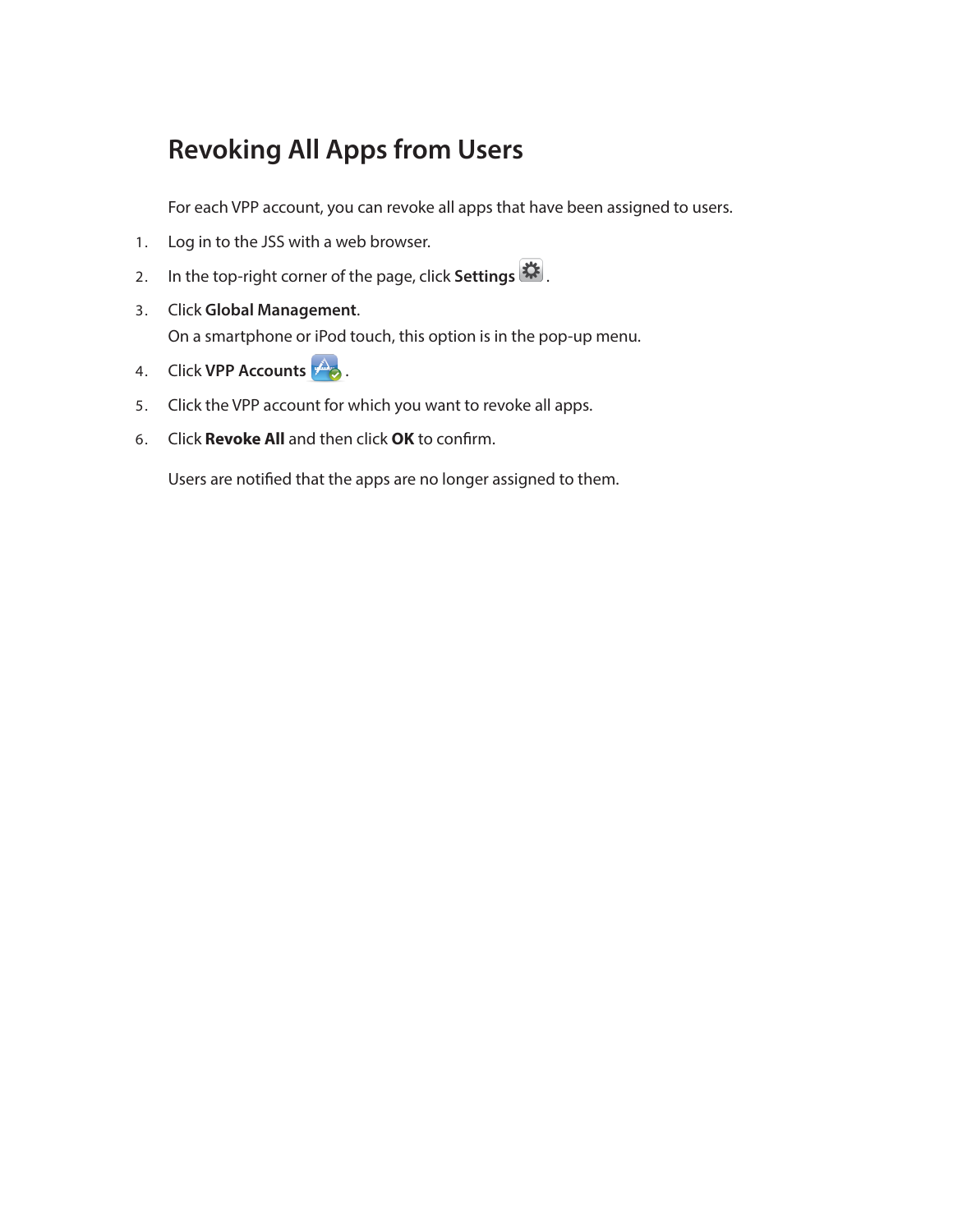## Revoking All Apps from Users

For each VPP account, you can revoke all apps that have been assigned to users.

1. Log in to the JSS with a web browser.
2. In the top-right corner of the page, click **Settings** .
3. Click **Global Management**.
   On a smartphone or iPod touch, this option is in the pop-up menu.
4. Click **VPP Accounts** .
5. Click the VPP account for which you want to revoke all apps.
6. Click **Revoke All** and then click **OK** to confirm.

   Users are notified that the apps are no longer assigned to them.